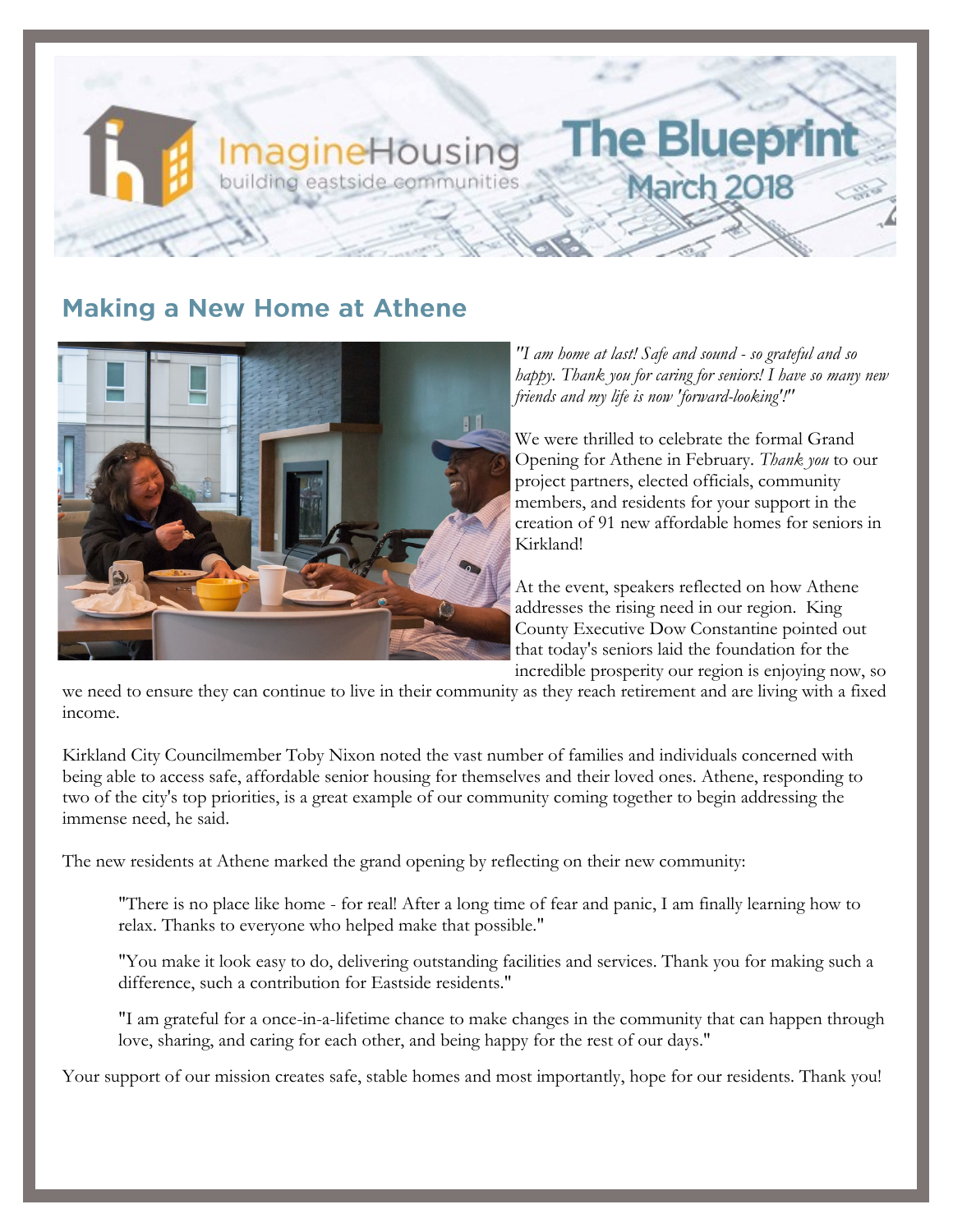# ImagineHousing — building eastside communities

# The Blueprint
## March 2018

## Making a New Home at Athene

*"I am home at last! Safe and sound - so grateful and so happy. Thank you for caring for seniors! I have so many new friends and my life is now 'forward-looking'!"*

We were thrilled to celebrate the formal Grand Opening for Athene in February. *Thank you* to our project partners, elected officials, community members, and residents for your support in the creation of 91 new affordable homes for seniors in Kirkland!

At the event, speakers reflected on how Athene addresses the rising need in our region. King County Executive Dow Constantine pointed out that today's seniors laid the foundation for the incredible prosperity our region is enjoying now, so we need to ensure they can continue to live in their community as they reach retirement and are living with a fixed income.

Kirkland City Councilmember Toby Nixon noted the vast number of families and individuals concerned with being able to access safe, affordable senior housing for themselves and their loved ones. Athene, responding to two of the city's top priorities, is a great example of our community coming together to begin addressing the immense need, he said.

The new residents at Athene marked the grand opening by reflecting on their new community:

> "There is no place like home - for real! After a long time of fear and panic, I am finally learning how to relax. Thanks to everyone who helped make that possible."
>
> "You make it look easy to do, delivering outstanding facilities and services. Thank you for making such a difference, such a contribution for Eastside residents."
>
> "I am grateful for a once-in-a-lifetime chance to make changes in the community that can happen through love, sharing, and caring for each other, and being happy for the rest of our days."

Your support of our mission creates safe, stable homes and most importantly, hope for our residents. Thank you!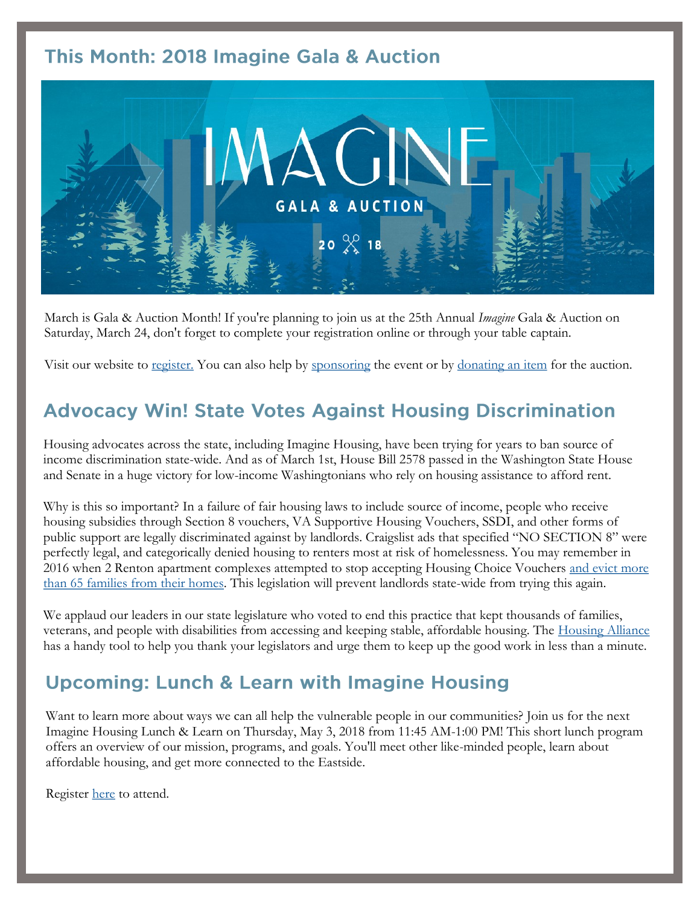## This Month: 2018 Imagine Gala & Auction

March is Gala & Auction Month! If you're planning to join us at the 25th Annual *Imagine* Gala & Auction on Saturday, March 24, don't forget to complete your registration online or through your table captain.

Visit our website to register. You can also help by sponsoring the event or by donating an item for the auction.

## Advocacy Win! State Votes Against Housing Discrimination

Housing advocates across the state, including Imagine Housing, have been trying for years to ban source of income discrimination state-wide. And as of March 1st, House Bill 2578 passed in the Washington State House and Senate in a huge victory for low-income Washingtonians who rely on housing assistance to afford rent.

Why is this so important? In a failure of fair housing laws to include source of income, people who receive housing subsidies through Section 8 vouchers, VA Supportive Housing Vouchers, SSDI, and other forms of public support are legally discriminated against by landlords. Craigslist ads that specified "NO SECTION 8" were perfectly legal, and categorically denied housing to renters most at risk of homelessness. You may remember in 2016 when 2 Renton apartment complexes attempted to stop accepting Housing Choice Vouchers and evict more than 65 families from their homes. This legislation will prevent landlords state-wide from trying this again.

We applaud our leaders in our state legislature who voted to end this practice that kept thousands of families, veterans, and people with disabilities from accessing and keeping stable, affordable housing. The Housing Alliance has a handy tool to help you thank your legislators and urge them to keep up the good work in less than a minute.

## Upcoming: Lunch & Learn with Imagine Housing

Want to learn more about ways we can all help the vulnerable people in our communities? Join us for the next Imagine Housing Lunch & Learn on Thursday, May 3, 2018 from 11:45 AM-1:00 PM! This short lunch program offers an overview of our mission, programs, and goals. You'll meet other like-minded people, learn about affordable housing, and get more connected to the Eastside.

Register here to attend.